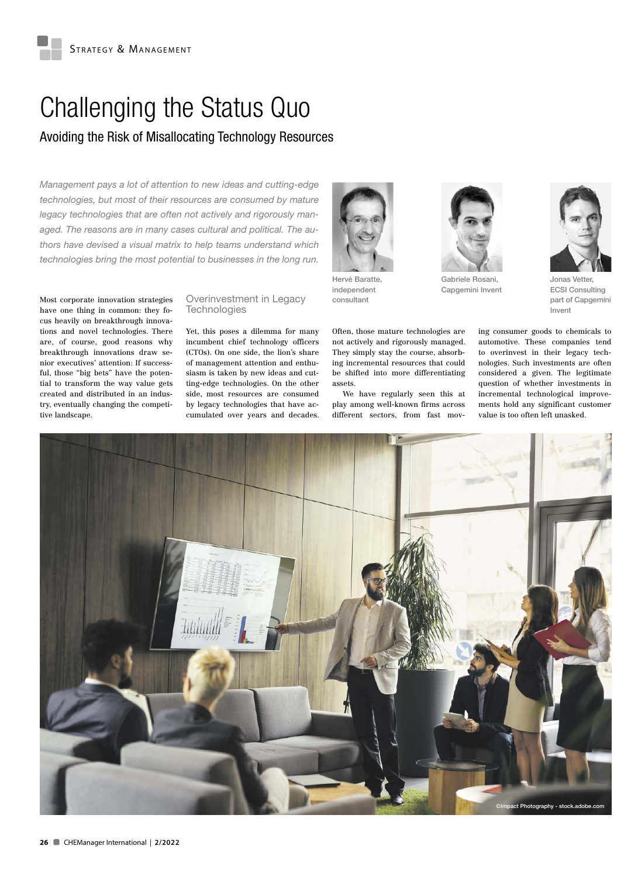# Challenging the Status Quo

## Avoiding the Risk of Misallocating Technology Resources

*Management pays a lot of attention to new ideas and cutting-edge technologies, but most of their resources are consumed by mature legacy technologies that are often not actively and rigorously managed. The reasons are in many cases cultural and political. The authors have devised a visual matrix to help teams understand which technologies bring the most potential to businesses in the long run.*

Hervé Baratte, independent consultant

Gabriele Rosani, Capgemini Invent

Jonas Vetter, ECSI Consulting part of Capgemini Invent

Most corporate innovation strategies have one thing in common: they focus heavily on breakthrough innovations and novel technologies. There are, of course, good reasons why breakthrough innovations draw senior executives' attention: If successful, those "big bets" have the potential to transform the way value gets created and distributed in an industry, eventually changing the competitive landscape.

### Overinvestment in Legacy Technologies

Yet, this poses a dilemma for many incumbent chief technology officers (CTOs). On one side, the lion's share of management attention and enthusiasm is taken by new ideas and cutting-edge technologies. On the other side, most resources are consumed by legacy technologies that have accumulated over years and decades. Often, those mature technologies are not actively and rigorously managed. They simply stay the course, absorbing incremental resources that could be shifted into more differentiating assets.

We have regularly seen this at play among well-known firms across different sectors, from fast moving consumer goods to chemicals to automotive. These companies tend to overinvest in their legacy technologies. Such investments are often considered a given. The legitimate question of whether investments in incremental technological improvements hold any significant customer value is too often left unasked.

©Impact Photography - stock.adobe.com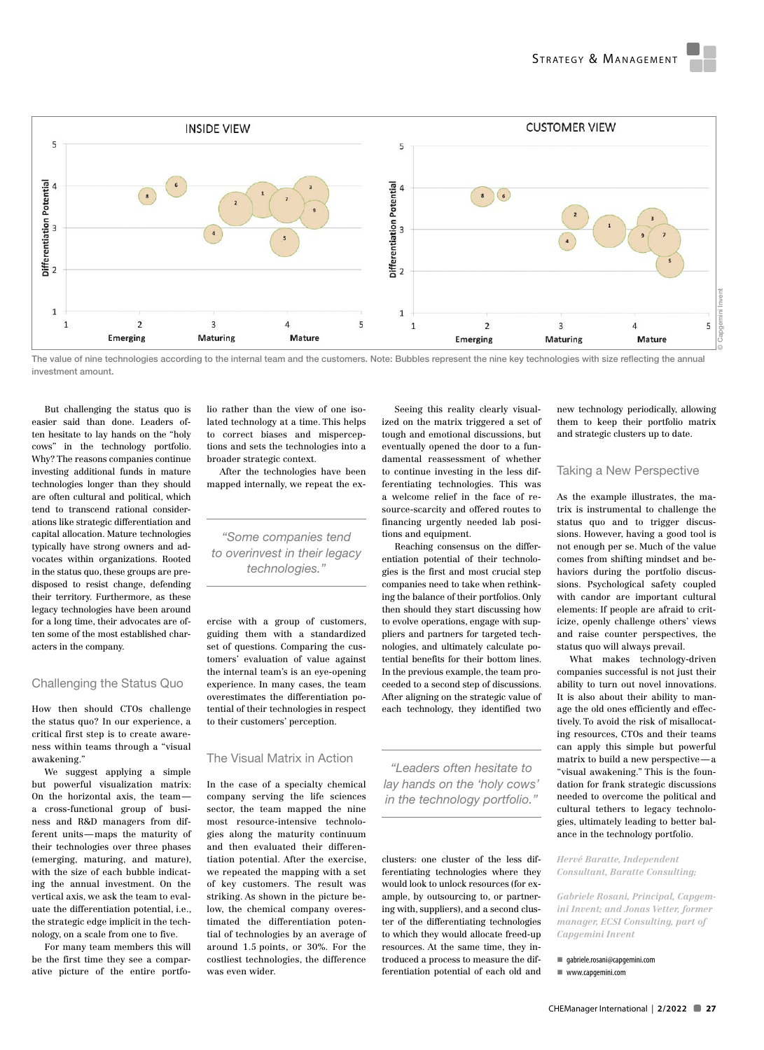INSIDE VIEW

Differentiation Potential

5
4
3
2
1

1
2 Emerging
3 Maturing
4 Mature
5

8 6 1 2 7 3 9 4 5

CUSTOMER VIEW

Differentiation Potential

5
4
3
2
1

1
2 Emerging
3 Maturing
4 Mature
5

8 6 2 1 3 4 9 7 5

© Capgemini Invent

The value of nine technologies according to the internal team and the customers. Note: Bubbles represent the nine key technologies with size reflecting the annual investment amount.

But challenging the status quo is easier said than done. Leaders often hesitate to lay hands on the "holy cows" in the technology portfolio. Why? The reasons companies continue investing additional funds in mature technologies longer than they should are often cultural and political, which tend to transcend rational considerations like strategic differentiation and capital allocation. Mature technologies typically have strong owners and advocates within organizations. Rooted in the status quo, these groups are predisposed to resist change, defending their territory. Furthermore, as these legacy technologies have been around for a long time, their advocates are often some of the most established characters in the company.

## Challenging the Status Quo

How then should CTOs challenge the status quo? In our experience, a critical first step is to create awareness within teams through a "visual awakening."

We suggest applying a simple but powerful visualization matrix: On the horizontal axis, the team—a cross-functional group of business and R&D managers from different units—maps the maturity of their technologies over three phases (emerging, maturing, and mature), with the size of each bubble indicating the annual investment. On the vertical axis, we ask the team to evaluate the differentiation potential, i.e., the strategic edge implicit in the technology, on a scale from one to five.

For many team members this will be the first time they see a comparative picture of the entire portfolio rather than the view of one isolated technology at a time. This helps to correct biases and misperceptions and sets the technologies into a broader strategic context.

After the technologies have been mapped internally, we repeat the exercise with a group of customers, guiding them with a standardized set of questions. Comparing the customers' evaluation of value against the internal team's is an eye-opening experience. In many cases, the team overestimates the differentiation potential of their technologies in respect to their customers' perception.

> "Some companies tend to overinvest in their legacy technologies."

## The Visual Matrix in Action

In the case of a specialty chemical company serving the life sciences sector, the team mapped the nine most resource-intensive technologies along the maturity continuum and then evaluated their differentiation potential. After the exercise, we repeated the mapping with a set of key customers. The result was striking. As shown in the picture below, the chemical company overestimated the differentiation potential of technologies by an average of around 1.5 points, or 30%. For the costliest technologies, the difference was even wider.

Seeing this reality clearly visualized on the matrix triggered a set of tough and emotional discussions, but eventually opened the door to a fundamental reassessment of whether to continue investing in the less differentiating technologies. This was a welcome relief in the face of resource-scarcity and offered routes to financing urgently needed lab positions and equipment.

Reaching consensus on the differentiation potential of their technologies is the first and most crucial step companies need to take when rethinking the balance of their portfolios. Only then should they start discussing how to evolve operations, engage with suppliers and partners for targeted technologies, and ultimately calculate potential benefits for their bottom lines. In the previous example, the team proceeded to a second step of discussions. After aligning on the strategic value of each technology, they identified two clusters: one cluster of the less differentiating technologies where they would look to unlock resources (for example, by outsourcing to, or partnering with, suppliers), and a second cluster of the differentiating technologies to which they would allocate freed-up resources. At the same time, they introduced a process to measure the differentiation potential of each old and new technology periodically, allowing them to keep their portfolio matrix and strategic clusters up to date.

> "Leaders often hesitate to lay hands on the 'holy cows' in the technology portfolio."

## Taking a New Perspective

As the example illustrates, the matrix is instrumental to challenge the status quo and to trigger discussions. However, having a good tool is not enough per se. Much of the value comes from shifting mindset and behaviors during the portfolio discussions. Psychological safety coupled with candor are important cultural elements: If people are afraid to criticize, openly challenge others' views and raise counter perspectives, the status quo will always prevail.

What makes technology-driven companies successful is not just their ability to turn out novel innovations. It is also about their ability to manage the old ones efficiently and effectively. To avoid the risk of misallocating resources, CTOs and their teams can apply this simple but powerful matrix to build a new perspective—a "visual awakening." This is the foundation for frank strategic discussions needed to overcome the political and cultural tethers to legacy technologies, ultimately leading to better balance in the technology portfolio.

*Hervé Baratte, Independent Consultant, Baratte Consulting;*

*Gabriele Rosani, Principal, Capgemini Invent; and Jonas Vetter, former manager, ECSI Consulting, part of Capgemini Invent*

- gabriele.rosani@capgemini.com
- www.capgemini.com